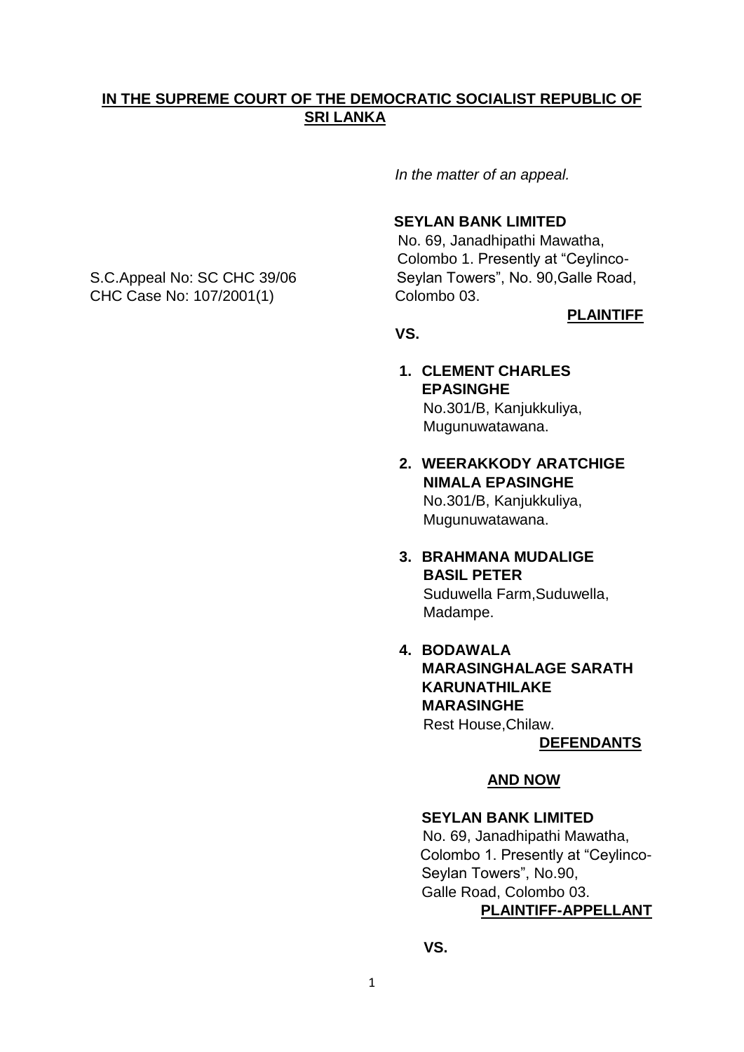**IN THE SUPREME COURT OF THE DEMOCRATIC SOCIALIST REPUBLIC OF SRI LANKA**

*In the matter of an appeal.*

S.C.Appeal No: SC CHC 39/06
CHC Case No: 107/2001(1)

**SEYLAN BANK LIMITED**
No. 69, Janadhipathi Mawatha,
Colombo 1. Presently at "Ceylinco-Seylan Towers", No. 90,Galle Road,
Colombo 03.

**PLAINTIFF**

**VS.**

1. **CLEMENT CHARLES EPASINGHE**
   No.301/B, Kanjukkuliya,
   Mugunuwatawana.

2. **WEERAKKODY ARATCHIGE NIMALA EPASINGHE**
   No.301/B, Kanjukkuliya,
   Mugunuwatawana.

3. **BRAHMANA MUDALIGE BASIL PETER**
   Suduwella Farm,Suduwella,
   Madampe.

4. **BODAWALA MARASINGHALAGE SARATH KARUNATHILAKE MARASINGHE**
   Rest House,Chilaw.

**DEFENDANTS**

**AND NOW**

**SEYLAN BANK LIMITED**
No. 69, Janadhipathi Mawatha,
Colombo 1. Presently at "Ceylinco-Seylan Towers", No.90,
Galle Road, Colombo 03.

**PLAINTIFF-APPELLANT**

**VS.**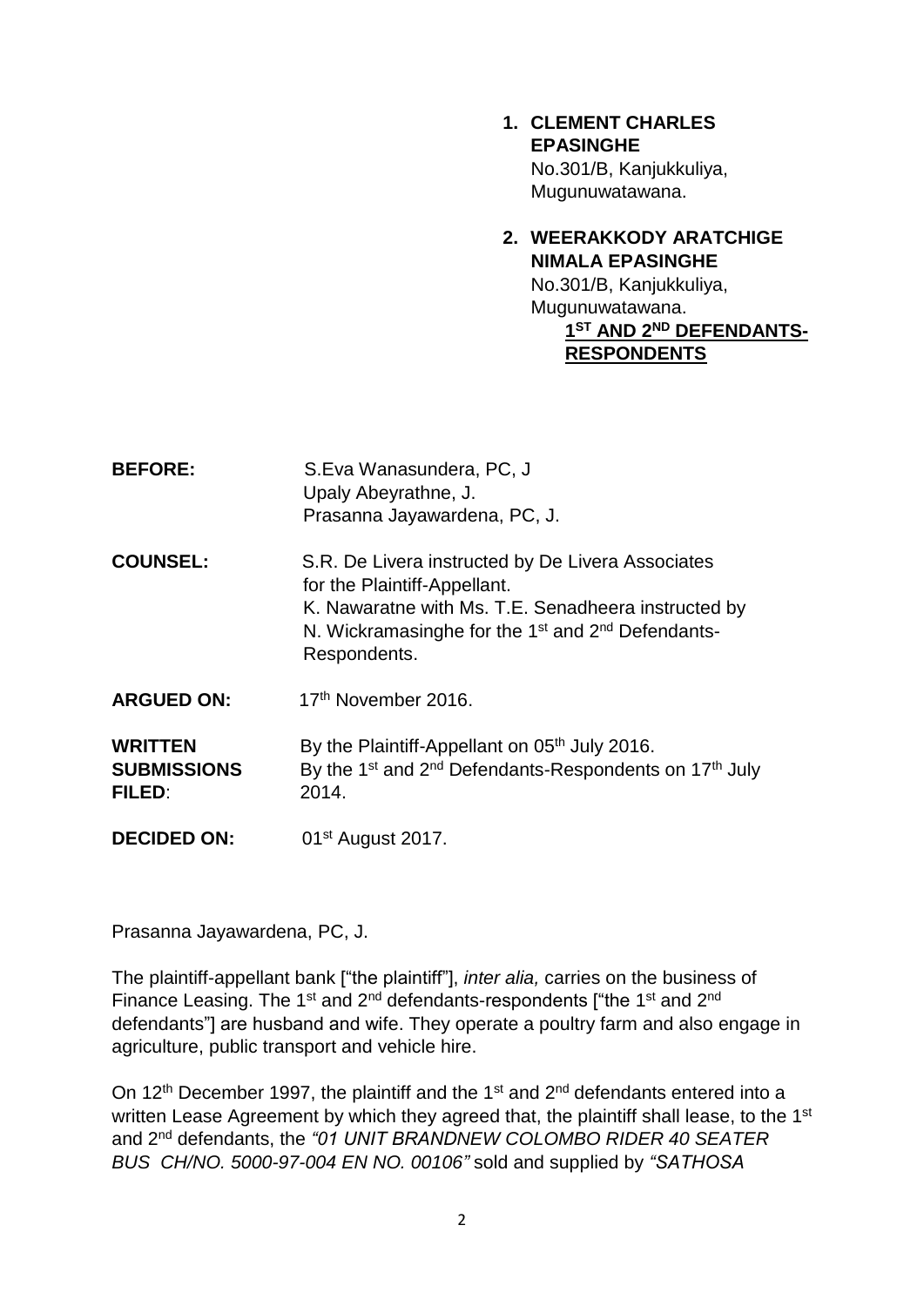1. **CLEMENT CHARLES EPASINGHE**
   No.301/B, Kanjukkuliya,
   Mugunuwatawana.

2. **WEERAKKODY ARATCHIGE NIMALA EPASINGHE**
   No.301/B, Kanjukkuliya,
   Mugunuwatawana.

   **1ST AND 2ND DEFENDANTS-RESPONDENTS**

**BEFORE:** S.Eva Wanasundera, PC, J
Upaly Abeyrathne, J.
Prasanna Jayawardena, PC, J.

**COUNSEL:** S.R. De Livera instructed by De Livera Associates for the Plaintiff-Appellant.
K. Nawaratne with Ms. T.E. Senadheera instructed by N. Wickramasinghe for the 1st and 2nd Defendants-Respondents.

**ARGUED ON:** 17th November 2016.

**WRITTEN SUBMISSIONS FILED**: By the Plaintiff-Appellant on 05th July 2016.
By the 1st and 2nd Defendants-Respondents on 17th July 2014.

**DECIDED ON:** 01st August 2017.

Prasanna Jayawardena, PC, J.

The plaintiff-appellant bank ["the plaintiff"], *inter alia,* carries on the business of Finance Leasing. The 1st and 2nd defendants-respondents ["the 1st and 2nd defendants"] are husband and wife. They operate a poultry farm and also engage in agriculture, public transport and vehicle hire.

On 12th December 1997, the plaintiff and the 1st and 2nd defendants entered into a written Lease Agreement by which they agreed that, the plaintiff shall lease, to the 1st and 2nd defendants, the *"01 UNIT BRANDNEW COLOMBO RIDER 40 SEATER BUS CH/NO. 5000-97-004 EN NO. 00106"* sold and supplied by *"SATHOSA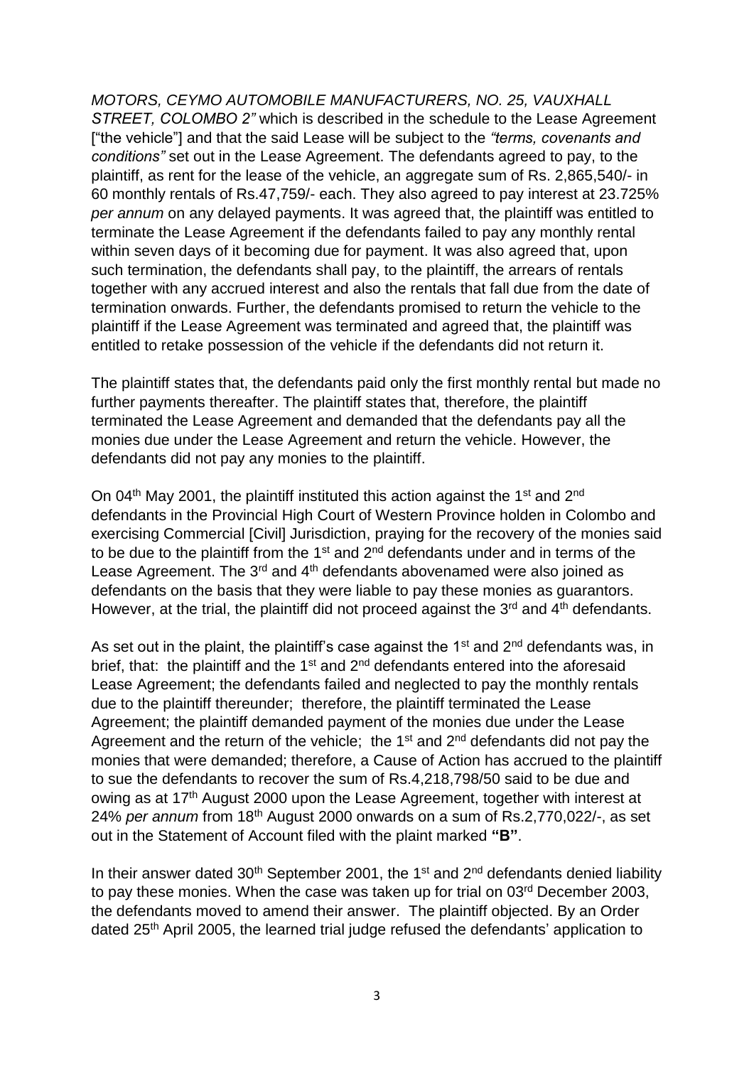*MOTORS, CEYMO AUTOMOBILE MANUFACTURERS, NO. 25, VAUXHALL STREET, COLOMBO 2"* which is described in the schedule to the Lease Agreement ["the vehicle"] and that the said Lease will be subject to the *"terms, covenants and conditions"* set out in the Lease Agreement. The defendants agreed to pay, to the plaintiff, as rent for the lease of the vehicle, an aggregate sum of Rs. 2,865,540/- in 60 monthly rentals of Rs.47,759/- each. They also agreed to pay interest at 23.725% *per annum* on any delayed payments. It was agreed that, the plaintiff was entitled to terminate the Lease Agreement if the defendants failed to pay any monthly rental within seven days of it becoming due for payment. It was also agreed that, upon such termination, the defendants shall pay, to the plaintiff, the arrears of rentals together with any accrued interest and also the rentals that fall due from the date of termination onwards. Further, the defendants promised to return the vehicle to the plaintiff if the Lease Agreement was terminated and agreed that, the plaintiff was entitled to retake possession of the vehicle if the defendants did not return it.

The plaintiff states that, the defendants paid only the first monthly rental but made no further payments thereafter. The plaintiff states that, therefore, the plaintiff terminated the Lease Agreement and demanded that the defendants pay all the monies due under the Lease Agreement and return the vehicle. However, the defendants did not pay any monies to the plaintiff.

On 04th May 2001, the plaintiff instituted this action against the 1st and 2nd defendants in the Provincial High Court of Western Province holden in Colombo and exercising Commercial [Civil] Jurisdiction, praying for the recovery of the monies said to be due to the plaintiff from the 1st and 2nd defendants under and in terms of the Lease Agreement. The 3rd and 4th defendants abovenamed were also joined as defendants on the basis that they were liable to pay these monies as guarantors. However, at the trial, the plaintiff did not proceed against the 3rd and 4th defendants.

As set out in the plaint, the plaintiff's case against the 1st and 2nd defendants was, in brief, that: the plaintiff and the 1st and 2nd defendants entered into the aforesaid Lease Agreement; the defendants failed and neglected to pay the monthly rentals due to the plaintiff thereunder; therefore, the plaintiff terminated the Lease Agreement; the plaintiff demanded payment of the monies due under the Lease Agreement and the return of the vehicle; the 1st and 2nd defendants did not pay the monies that were demanded; therefore, a Cause of Action has accrued to the plaintiff to sue the defendants to recover the sum of Rs.4,218,798/50 said to be due and owing as at 17th August 2000 upon the Lease Agreement, together with interest at 24% *per annum* from 18th August 2000 onwards on a sum of Rs.2,770,022/-, as set out in the Statement of Account filed with the plaint marked **"B"**.

In their answer dated 30th September 2001, the 1st and 2nd defendants denied liability to pay these monies. When the case was taken up for trial on 03rd December 2003, the defendants moved to amend their answer. The plaintiff objected. By an Order dated 25th April 2005, the learned trial judge refused the defendants' application to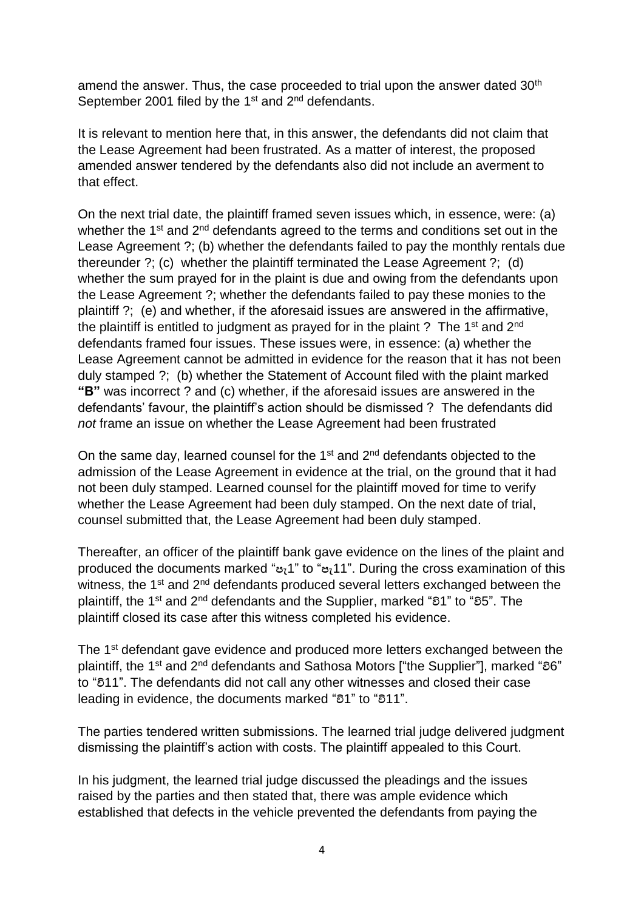amend the answer. Thus, the case proceeded to trial upon the answer dated 30th September 2001 filed by the 1st and 2nd defendants.

It is relevant to mention here that, in this answer, the defendants did not claim that the Lease Agreement had been frustrated. As a matter of interest, the proposed amended answer tendered by the defendants also did not include an averment to that effect.

On the next trial date, the plaintiff framed seven issues which, in essence, were: (a) whether the 1st and 2nd defendants agreed to the terms and conditions set out in the Lease Agreement ?; (b) whether the defendants failed to pay the monthly rentals due thereunder ?; (c) whether the plaintiff terminated the Lease Agreement ?; (d) whether the sum prayed for in the plaint is due and owing from the defendants upon the Lease Agreement ?; whether the defendants failed to pay these monies to the plaintiff ?; (e) and whether, if the aforesaid issues are answered in the affirmative, the plaintiff is entitled to judgment as prayed for in the plaint ? The 1st and 2nd defendants framed four issues. These issues were, in essence: (a) whether the Lease Agreement cannot be admitted in evidence for the reason that it has not been duly stamped ?; (b) whether the Statement of Account filed with the plaint marked **"B"** was incorrect ? and (c) whether, if the aforesaid issues are answered in the defendants' favour, the plaintiff's action should be dismissed ? The defendants did *not* frame an issue on whether the Lease Agreement had been frustrated

On the same day, learned counsel for the 1st and 2nd defendants objected to the admission of the Lease Agreement in evidence at the trial, on the ground that it had not been duly stamped. Learned counsel for the plaintiff moved for time to verify whether the Lease Agreement had been duly stamped. On the next date of trial, counsel submitted that, the Lease Agreement had been duly stamped.

Thereafter, an officer of the plaintiff bank gave evidence on the lines of the plaint and produced the documents marked "පැ1" to "පැ11". During the cross examination of this witness, the 1st and 2nd defendants produced several letters exchanged between the plaintiff, the 1st and 2nd defendants and the Supplier, marked "වි1" to "වි5". The plaintiff closed its case after this witness completed his evidence.

The 1st defendant gave evidence and produced more letters exchanged between the plaintiff, the 1st and 2nd defendants and Sathosa Motors ["the Supplier"], marked "වි6" to "වි11". The defendants did not call any other witnesses and closed their case leading in evidence, the documents marked "වි1" to "වි11".

The parties tendered written submissions. The learned trial judge delivered judgment dismissing the plaintiff's action with costs. The plaintiff appealed to this Court.

In his judgment, the learned trial judge discussed the pleadings and the issues raised by the parties and then stated that, there was ample evidence which established that defects in the vehicle prevented the defendants from paying the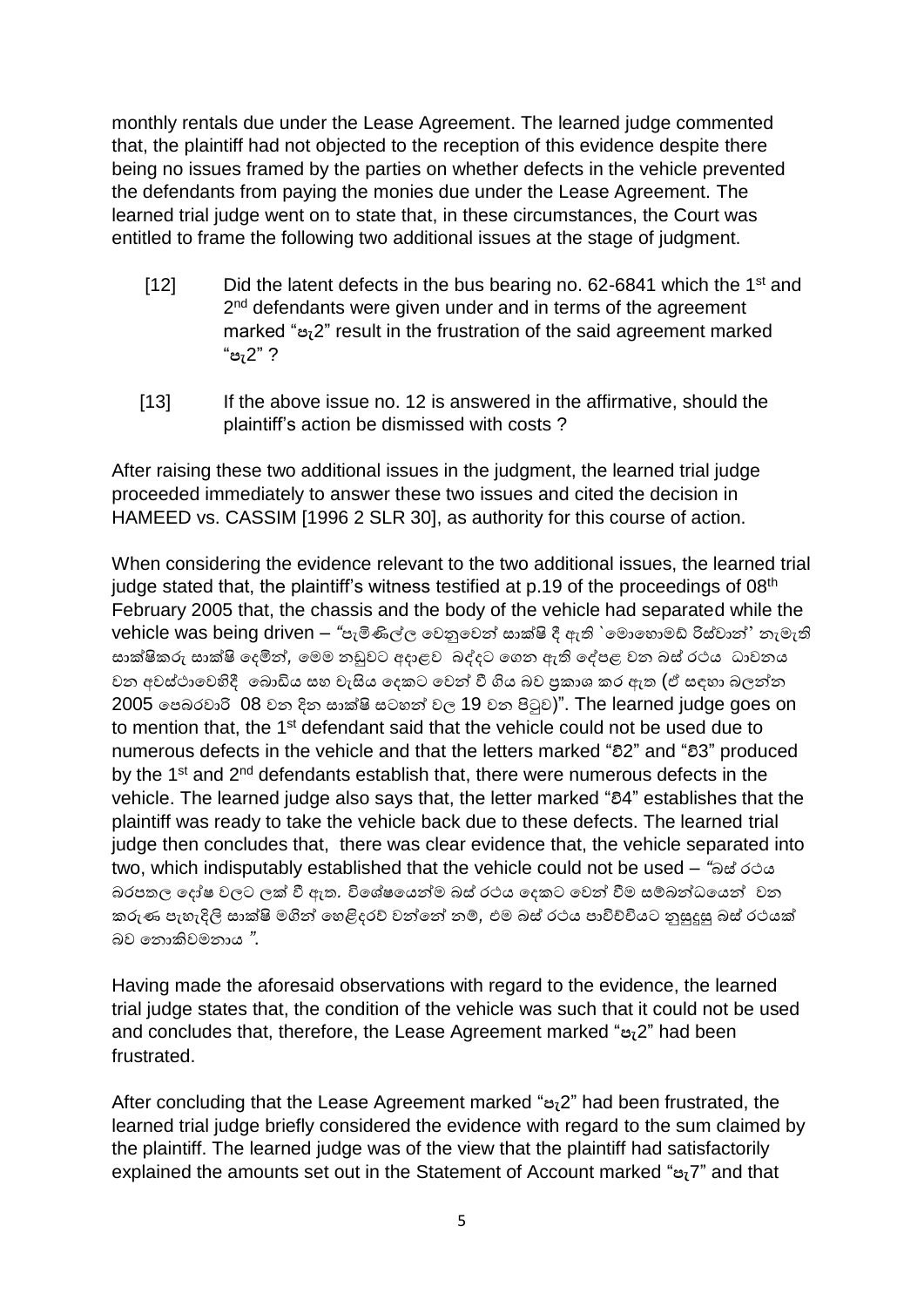monthly rentals due under the Lease Agreement. The learned judge commented that, the plaintiff had not objected to the reception of this evidence despite there being no issues framed by the parties on whether defects in the vehicle prevented the defendants from paying the monies due under the Lease Agreement. The learned trial judge went on to state that, in these circumstances, the Court was entitled to frame the following two additional issues at the stage of judgment.

[12] Did the latent defects in the bus bearing no. 62-6841 which the 1st and 2nd defendants were given under and in terms of the agreement marked "පැ2" result in the frustration of the said agreement marked "පැ2" ?

[13] If the above issue no. 12 is answered in the affirmative, should the plaintiff's action be dismissed with costs ?

After raising these two additional issues in the judgment, the learned trial judge proceeded immediately to answer these two issues and cited the decision in HAMEED vs. CASSIM [1996 2 SLR 30], as authority for this course of action.

When considering the evidence relevant to the two additional issues, the learned trial judge stated that, the plaintiff's witness testified at p.19 of the proceedings of 08th February 2005 that, the chassis and the body of the vehicle had separated while the vehicle was being driven – *"පැමිණිල්ල වෙනුවෙන් සාක්ෂි දී ඇති `මොහොමඩ් රිස්වාන්' නැමැති සාක්ෂිකරු සාක්ෂි දෙමින්, මෙම නඩුවට අදාළව බද්දට ගෙන ඇති දේපළ වන බස් රථය ධාවනය වන අවස්ථාවෙහිදී බොඩිය සහ චැසිය දෙකට වෙන් වී ගිය බව ප්‍රකාශ කර ඇත (ඒ සඳහා බලන්න 2005 පෙබරවාරි 08 වන දින සාක්ෂි සටහන් වල 19 වන පිටුව)"*. The learned judge goes on to mention that, the 1st defendant said that the vehicle could not be used due to numerous defects in the vehicle and that the letters marked "වි2" and "වි3" produced by the 1st and 2nd defendants establish that, there were numerous defects in the vehicle. The learned judge also says that, the letter marked "වි4" establishes that the plaintiff was ready to take the vehicle back due to these defects. The learned trial judge then concludes that, there was clear evidence that, the vehicle separated into two, which indisputably established that the vehicle could not be used – *"බස් රථය බරපතල දෝෂ වලට ලක් වී ඇත. විශේෂයෙන්ම බස් රථය දෙකට වෙන් වීම සම්බන්ධයෙන් වන කරුණ පැහැදිලි සාක්ෂි මගින් හෙළිදරව් වන්නේ නම්, එම බස් රථය පාවිච්චියට නුසුදුසු බස් රථයක් බව නොකිවමනාය "*.

Having made the aforesaid observations with regard to the evidence, the learned trial judge states that, the condition of the vehicle was such that it could not be used and concludes that, therefore, the Lease Agreement marked "පැ2" had been frustrated.

After concluding that the Lease Agreement marked "පැ2" had been frustrated, the learned trial judge briefly considered the evidence with regard to the sum claimed by the plaintiff. The learned judge was of the view that the plaintiff had satisfactorily explained the amounts set out in the Statement of Account marked "පැ7" and that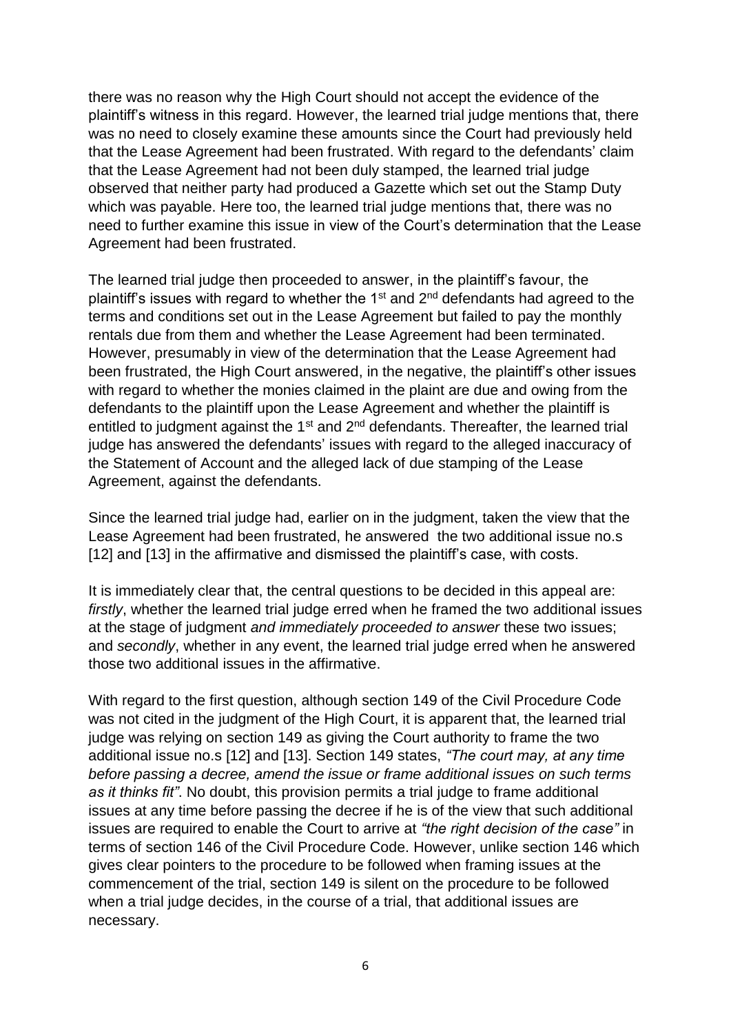there was no reason why the High Court should not accept the evidence of the plaintiff's witness in this regard. However, the learned trial judge mentions that, there was no need to closely examine these amounts since the Court had previously held that the Lease Agreement had been frustrated. With regard to the defendants' claim that the Lease Agreement had not been duly stamped, the learned trial judge observed that neither party had produced a Gazette which set out the Stamp Duty which was payable. Here too, the learned trial judge mentions that, there was no need to further examine this issue in view of the Court's determination that the Lease Agreement had been frustrated.

The learned trial judge then proceeded to answer, in the plaintiff's favour, the plaintiff's issues with regard to whether the 1st and 2nd defendants had agreed to the terms and conditions set out in the Lease Agreement but failed to pay the monthly rentals due from them and whether the Lease Agreement had been terminated. However, presumably in view of the determination that the Lease Agreement had been frustrated, the High Court answered, in the negative, the plaintiff's other issues with regard to whether the monies claimed in the plaint are due and owing from the defendants to the plaintiff upon the Lease Agreement and whether the plaintiff is entitled to judgment against the 1st and 2nd defendants. Thereafter, the learned trial judge has answered the defendants' issues with regard to the alleged inaccuracy of the Statement of Account and the alleged lack of due stamping of the Lease Agreement, against the defendants.

Since the learned trial judge had, earlier on in the judgment, taken the view that the Lease Agreement had been frustrated, he answered the two additional issue no.s [12] and [13] in the affirmative and dismissed the plaintiff's case, with costs.

It is immediately clear that, the central questions to be decided in this appeal are: *firstly*, whether the learned trial judge erred when he framed the two additional issues at the stage of judgment *and immediately proceeded to answer* these two issues; and *secondly*, whether in any event, the learned trial judge erred when he answered those two additional issues in the affirmative.

With regard to the first question, although section 149 of the Civil Procedure Code was not cited in the judgment of the High Court, it is apparent that, the learned trial judge was relying on section 149 as giving the Court authority to frame the two additional issue no.s [12] and [13]. Section 149 states, *"The court may, at any time before passing a decree, amend the issue or frame additional issues on such terms as it thinks fit"*. No doubt, this provision permits a trial judge to frame additional issues at any time before passing the decree if he is of the view that such additional issues are required to enable the Court to arrive at *"the right decision of the case"* in terms of section 146 of the Civil Procedure Code. However, unlike section 146 which gives clear pointers to the procedure to be followed when framing issues at the commencement of the trial, section 149 is silent on the procedure to be followed when a trial judge decides, in the course of a trial, that additional issues are necessary.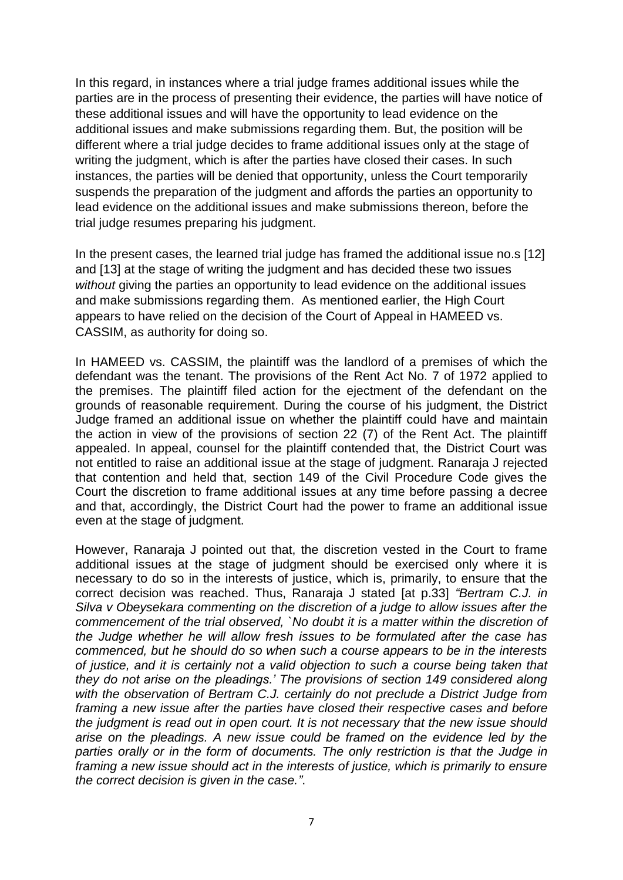In this regard, in instances where a trial judge frames additional issues while the parties are in the process of presenting their evidence, the parties will have notice of these additional issues and will have the opportunity to lead evidence on the additional issues and make submissions regarding them. But, the position will be different where a trial judge decides to frame additional issues only at the stage of writing the judgment, which is after the parties have closed their cases. In such instances, the parties will be denied that opportunity, unless the Court temporarily suspends the preparation of the judgment and affords the parties an opportunity to lead evidence on the additional issues and make submissions thereon, before the trial judge resumes preparing his judgment.

In the present cases, the learned trial judge has framed the additional issue no.s [12] and [13] at the stage of writing the judgment and has decided these two issues *without* giving the parties an opportunity to lead evidence on the additional issues and make submissions regarding them. As mentioned earlier, the High Court appears to have relied on the decision of the Court of Appeal in HAMEED vs. CASSIM, as authority for doing so.

In HAMEED vs. CASSIM, the plaintiff was the landlord of a premises of which the defendant was the tenant. The provisions of the Rent Act No. 7 of 1972 applied to the premises. The plaintiff filed action for the ejectment of the defendant on the grounds of reasonable requirement. During the course of his judgment, the District Judge framed an additional issue on whether the plaintiff could have and maintain the action in view of the provisions of section 22 (7) of the Rent Act. The plaintiff appealed. In appeal, counsel for the plaintiff contended that, the District Court was not entitled to raise an additional issue at the stage of judgment. Ranaraja J rejected that contention and held that, section 149 of the Civil Procedure Code gives the Court the discretion to frame additional issues at any time before passing a decree and that, accordingly, the District Court had the power to frame an additional issue even at the stage of judgment.

However, Ranaraja J pointed out that, the discretion vested in the Court to frame additional issues at the stage of judgment should be exercised only where it is necessary to do so in the interests of justice, which is, primarily, to ensure that the correct decision was reached. Thus, Ranaraja J stated [at p.33] *"Bertram C.J. in Silva v Obeysekara commenting on the discretion of a judge to allow issues after the commencement of the trial observed, `No doubt it is a matter within the discretion of the Judge whether he will allow fresh issues to be formulated after the case has commenced, but he should do so when such a course appears to be in the interests of justice, and it is certainly not a valid objection to such a course being taken that they do not arise on the pleadings.' The provisions of section 149 considered along with the observation of Bertram C.J. certainly do not preclude a District Judge from framing a new issue after the parties have closed their respective cases and before the judgment is read out in open court. It is not necessary that the new issue should arise on the pleadings. A new issue could be framed on the evidence led by the parties orally or in the form of documents. The only restriction is that the Judge in framing a new issue should act in the interests of justice, which is primarily to ensure the correct decision is given in the case."*.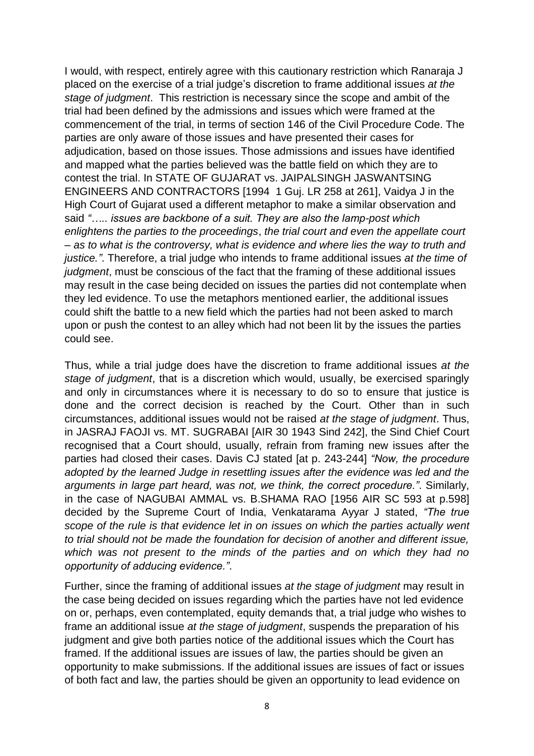I would, with respect, entirely agree with this cautionary restriction which Ranaraja J placed on the exercise of a trial judge's discretion to frame additional issues *at the stage of judgment*. This restriction is necessary since the scope and ambit of the trial had been defined by the admissions and issues which were framed at the commencement of the trial, in terms of section 146 of the Civil Procedure Code. The parties are only aware of those issues and have presented their cases for adjudication, based on those issues. Those admissions and issues have identified and mapped what the parties believed was the battle field on which they are to contest the trial. In STATE OF GUJARAT vs. JAIPALSINGH JASWANTSING ENGINEERS AND CONTRACTORS [1994 1 Guj. LR 258 at 261], Vaidya J in the High Court of Gujarat used a different metaphor to make a similar observation and said *"….. issues are backbone of a suit. They are also the lamp-post which enlightens the parties to the proceedings, the trial court and even the appellate court – as to what is the controversy, what is evidence and where lies the way to truth and justice."*. Therefore, a trial judge who intends to frame additional issues *at the time of judgment*, must be conscious of the fact that the framing of these additional issues may result in the case being decided on issues the parties did not contemplate when they led evidence. To use the metaphors mentioned earlier, the additional issues could shift the battle to a new field which the parties had not been asked to march upon or push the contest to an alley which had not been lit by the issues the parties could see.

Thus, while a trial judge does have the discretion to frame additional issues *at the stage of judgment*, that is a discretion which would, usually, be exercised sparingly and only in circumstances where it is necessary to do so to ensure that justice is done and the correct decision is reached by the Court. Other than in such circumstances, additional issues would not be raised *at the stage of judgment*. Thus, in JASRAJ FAOJI vs. MT. SUGRABAI [AIR 30 1943 Sind 242], the Sind Chief Court recognised that a Court should, usually, refrain from framing new issues after the parties had closed their cases. Davis CJ stated [at p. 243-244] *"Now, the procedure adopted by the learned Judge in resettling issues after the evidence was led and the arguments in large part heard, was not, we think, the correct procedure."*. Similarly, in the case of NAGUBAI AMMAL vs. B.SHAMA RAO [1956 AIR SC 593 at p.598] decided by the Supreme Court of India, Venkatarama Ayyar J stated, *"The true scope of the rule is that evidence let in on issues on which the parties actually went to trial should not be made the foundation for decision of another and different issue, which was not present to the minds of the parties and on which they had no opportunity of adducing evidence."*.

Further, since the framing of additional issues *at the stage of judgment* may result in the case being decided on issues regarding which the parties have not led evidence on or, perhaps, even contemplated, equity demands that, a trial judge who wishes to frame an additional issue *at the stage of judgment*, suspends the preparation of his judgment and give both parties notice of the additional issues which the Court has framed. If the additional issues are issues of law, the parties should be given an opportunity to make submissions. If the additional issues are issues of fact or issues of both fact and law, the parties should be given an opportunity to lead evidence on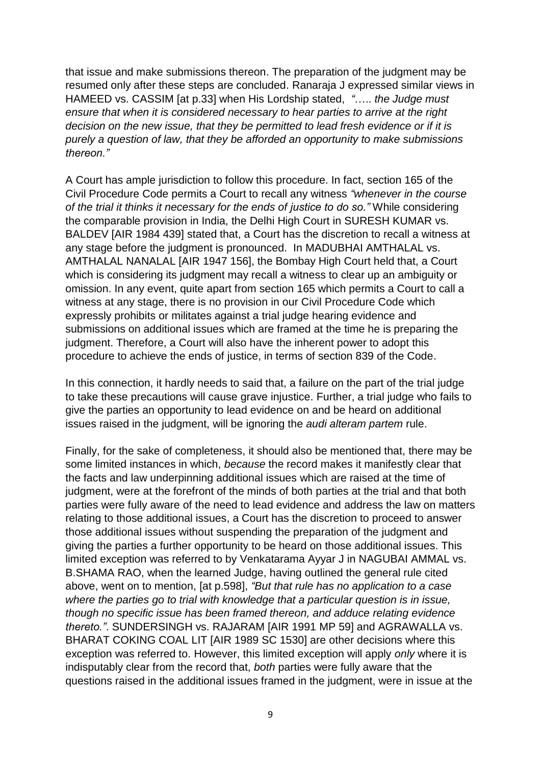that issue and make submissions thereon. The preparation of the judgment may be resumed only after these steps are concluded. Ranaraja J expressed similar views in HAMEED vs. CASSIM [at p.33] when His Lordship stated, *"….. the Judge must ensure that when it is considered necessary to hear parties to arrive at the right decision on the new issue, that they be permitted to lead fresh evidence or if it is purely a question of law, that they be afforded an opportunity to make submissions thereon."*

A Court has ample jurisdiction to follow this procedure. In fact, section 165 of the Civil Procedure Code permits a Court to recall any witness *"whenever in the course of the trial it thinks it necessary for the ends of justice to do so."* While considering the comparable provision in India, the Delhi High Court in SURESH KUMAR vs. BALDEV [AIR 1984 439] stated that, a Court has the discretion to recall a witness at any stage before the judgment is pronounced. In MADUBHAI AMTHALAL vs. AMTHALAL NANALAL [AIR 1947 156], the Bombay High Court held that, a Court which is considering its judgment may recall a witness to clear up an ambiguity or omission. In any event, quite apart from section 165 which permits a Court to call a witness at any stage, there is no provision in our Civil Procedure Code which expressly prohibits or militates against a trial judge hearing evidence and submissions on additional issues which are framed at the time he is preparing the judgment. Therefore, a Court will also have the inherent power to adopt this procedure to achieve the ends of justice, in terms of section 839 of the Code.

In this connection, it hardly needs to said that, a failure on the part of the trial judge to take these precautions will cause grave injustice. Further, a trial judge who fails to give the parties an opportunity to lead evidence on and be heard on additional issues raised in the judgment, will be ignoring the *audi alteram partem* rule.

Finally, for the sake of completeness, it should also be mentioned that, there may be some limited instances in which, *because* the record makes it manifestly clear that the facts and law underpinning additional issues which are raised at the time of judgment, were at the forefront of the minds of both parties at the trial and that both parties were fully aware of the need to lead evidence and address the law on matters relating to those additional issues, a Court has the discretion to proceed to answer those additional issues without suspending the preparation of the judgment and giving the parties a further opportunity to be heard on those additional issues. This limited exception was referred to by Venkatarama Ayyar J in NAGUBAI AMMAL vs. B.SHAMA RAO, when the learned Judge, having outlined the general rule cited above, went on to mention, [at p.598], *"But that rule has no application to a case where the parties go to trial with knowledge that a particular question is in issue, though no specific issue has been framed thereon, and adduce relating evidence thereto."*. SUNDERSINGH vs. RAJARAM [AIR 1991 MP 59] and AGRAWALLA vs. BHARAT COKING COAL LIT [AIR 1989 SC 1530] are other decisions where this exception was referred to. However, this limited exception will apply *only* where it is indisputably clear from the record that, *both* parties were fully aware that the questions raised in the additional issues framed in the judgment, were in issue at the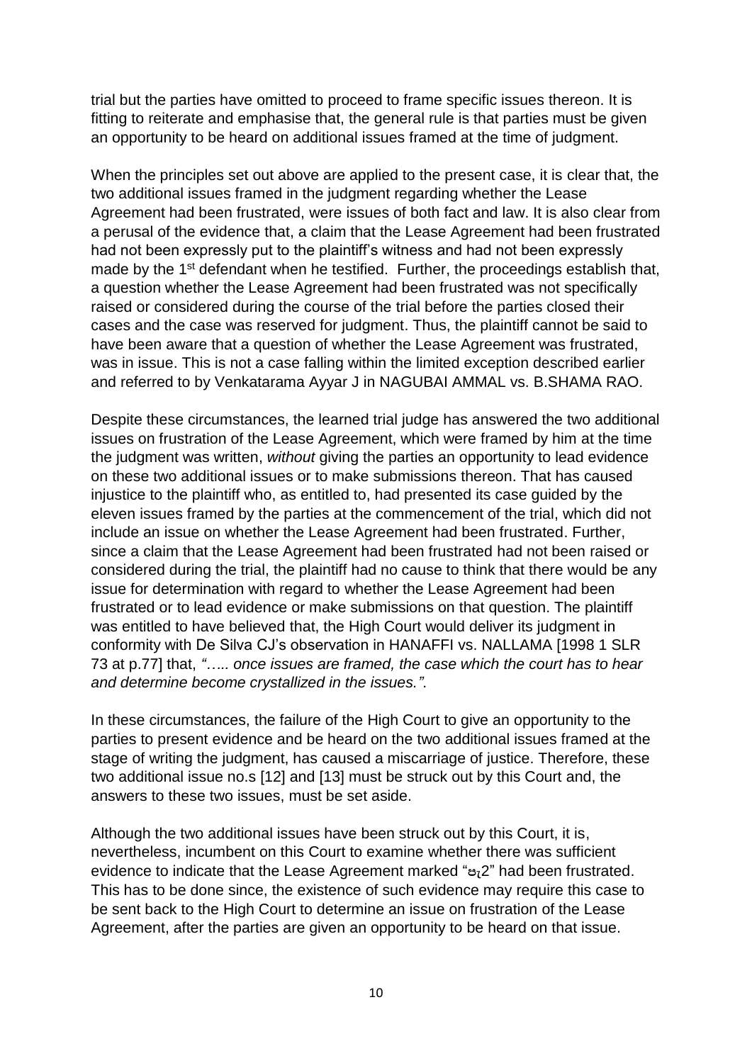trial but the parties have omitted to proceed to frame specific issues thereon. It is fitting to reiterate and emphasise that, the general rule is that parties must be given an opportunity to be heard on additional issues framed at the time of judgment.

When the principles set out above are applied to the present case, it is clear that, the two additional issues framed in the judgment regarding whether the Lease Agreement had been frustrated, were issues of both fact and law. It is also clear from a perusal of the evidence that, a claim that the Lease Agreement had been frustrated had not been expressly put to the plaintiff's witness and had not been expressly made by the 1st defendant when he testified. Further, the proceedings establish that, a question whether the Lease Agreement had been frustrated was not specifically raised or considered during the course of the trial before the parties closed their cases and the case was reserved for judgment. Thus, the plaintiff cannot be said to have been aware that a question of whether the Lease Agreement was frustrated, was in issue. This is not a case falling within the limited exception described earlier and referred to by Venkatarama Ayyar J in NAGUBAI AMMAL vs. B.SHAMA RAO.

Despite these circumstances, the learned trial judge has answered the two additional issues on frustration of the Lease Agreement, which were framed by him at the time the judgment was written, *without* giving the parties an opportunity to lead evidence on these two additional issues or to make submissions thereon. That has caused injustice to the plaintiff who, as entitled to, had presented its case guided by the eleven issues framed by the parties at the commencement of the trial, which did not include an issue on whether the Lease Agreement had been frustrated. Further, since a claim that the Lease Agreement had been frustrated had not been raised or considered during the trial, the plaintiff had no cause to think that there would be any issue for determination with regard to whether the Lease Agreement had been frustrated or to lead evidence or make submissions on that question. The plaintiff was entitled to have believed that, the High Court would deliver its judgment in conformity with De Silva CJ's observation in HANAFFI vs. NALLAMA [1998 1 SLR 73 at p.77] that, *"….. once issues are framed, the case which the court has to hear and determine become crystallized in the issues."*.

In these circumstances, the failure of the High Court to give an opportunity to the parties to present evidence and be heard on the two additional issues framed at the stage of writing the judgment, has caused a miscarriage of justice. Therefore, these two additional issue no.s [12] and [13] must be struck out by this Court and, the answers to these two issues, must be set aside.

Although the two additional issues have been struck out by this Court, it is, nevertheless, incumbent on this Court to examine whether there was sufficient evidence to indicate that the Lease Agreement marked "පැ2" had been frustrated. This has to be done since, the existence of such evidence may require this case to be sent back to the High Court to determine an issue on frustration of the Lease Agreement, after the parties are given an opportunity to be heard on that issue.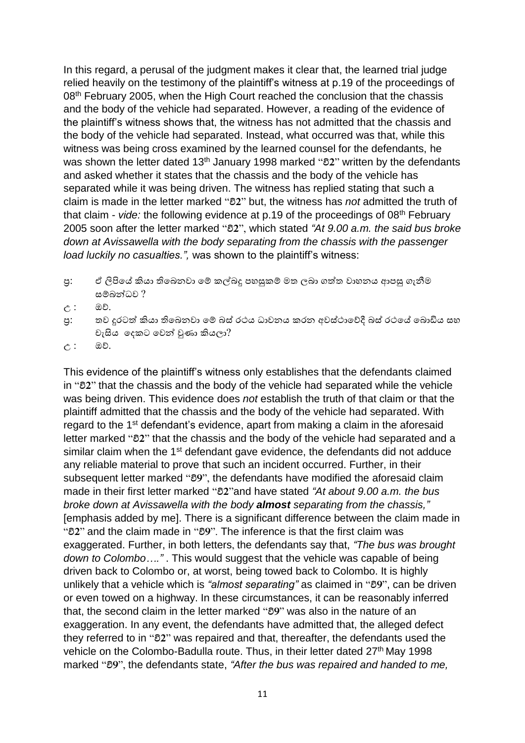In this regard, a perusal of the judgment makes it clear that, the learned trial judge relied heavily on the testimony of the plaintiff's witness at p.19 of the proceedings of 08th February 2005, when the High Court reached the conclusion that the chassis and the body of the vehicle had separated. However, a reading of the evidence of the plaintiff's witness shows that, the witness has not admitted that the chassis and the body of the vehicle had separated. Instead, what occurred was that, while this witness was being cross examined by the learned counsel for the defendants, he was shown the letter dated 13th January 1998 marked "වි2" written by the defendants and asked whether it states that the chassis and the body of the vehicle has separated while it was being driven. The witness has replied stating that such a claim is made in the letter marked "වි2" but, the witness has *not* admitted the truth of that claim - *vide:* the following evidence at p.19 of the proceedings of 08th February 2005 soon after the letter marked "වි2", which stated *"At 9.00 a.m. the said bus broke down at Avissawella with the body separating from the chassis with the passenger load luckily no casualties.",* was shown to the plaintiff's witness:

ප්‍ර: ඒ ලිපියේ කියා තිබෙනවා මේ කල්බදු පහසුකම් මත ලබා ගත්ත වාහනය ආපසු ගැනීම සම්බන්ධව ?

උ : ඔව්.

ප්‍ර: තව දුරටත් කියා තිබෙනවා මේ බස් රථය ධාවනය කරන අවස්ථාවේදී බස් රථයේ බොඩිය සහ චැසිය දෙකට වෙන් වුණා කියලා?

උ : ඔව්.

This evidence of the plaintiff's witness only establishes that the defendants claimed in "වි2" that the chassis and the body of the vehicle had separated while the vehicle was being driven. This evidence does *not* establish the truth of that claim or that the plaintiff admitted that the chassis and the body of the vehicle had separated. With regard to the 1st defendant's evidence, apart from making a claim in the aforesaid letter marked "වි2" that the chassis and the body of the vehicle had separated and a similar claim when the 1st defendant gave evidence, the defendants did not adduce any reliable material to prove that such an incident occurred. Further, in their subsequent letter marked "වි9", the defendants have modified the aforesaid claim made in their first letter marked "වි2"and have stated *"At about 9.00 a.m. the bus broke down at Avissawella with the body* ***almost*** *separating from the chassis,"* [emphasis added by me]. There is a significant difference between the claim made in "වි2" and the claim made in "වි9". The inference is that the first claim was exaggerated. Further, in both letters, the defendants say that, *"The bus was brought down to Colombo…."* . This would suggest that the vehicle was capable of being driven back to Colombo or, at worst, being towed back to Colombo. It is highly unlikely that a vehicle which is *"almost separating"* as claimed in "වි9", can be driven or even towed on a highway. In these circumstances, it can be reasonably inferred that, the second claim in the letter marked "වි9" was also in the nature of an exaggeration. In any event, the defendants have admitted that, the alleged defect they referred to in "වි2" was repaired and that, thereafter, the defendants used the vehicle on the Colombo-Badulla route. Thus, in their letter dated 27th May 1998 marked "වි9", the defendants state, *"After the bus was repaired and handed to me,*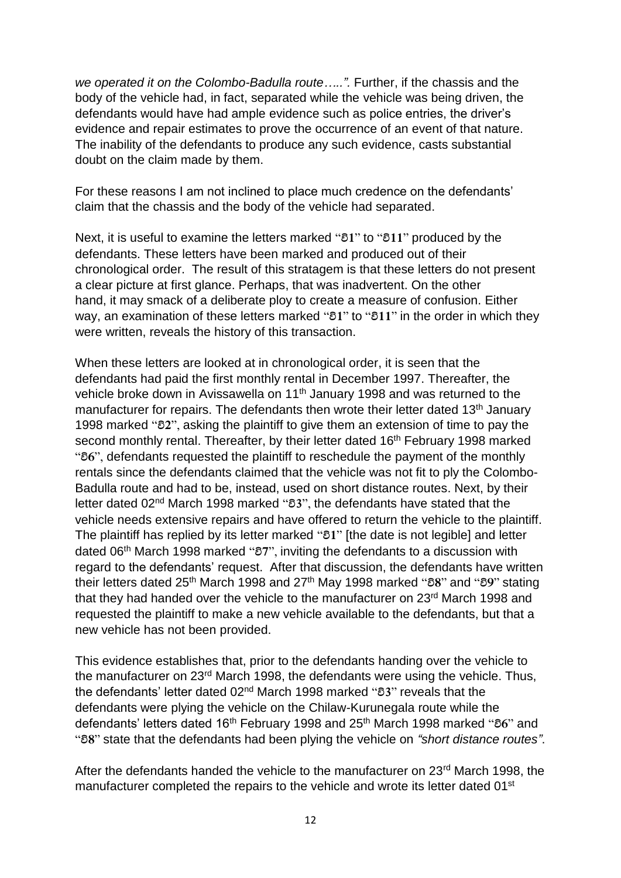*we operated it on the Colombo-Badulla route…..”.* Further, if the chassis and the body of the vehicle had, in fact, separated while the vehicle was being driven, the defendants would have had ample evidence such as police entries, the driver’s evidence and repair estimates to prove the occurrence of an event of that nature. The inability of the defendants to produce any such evidence, casts substantial doubt on the claim made by them.

For these reasons I am not inclined to place much credence on the defendants’ claim that the chassis and the body of the vehicle had separated.

Next, it is useful to examine the letters marked “**ව1**” to “**ව11**” produced by the defendants. These letters have been marked and produced out of their chronological order. The result of this stratagem is that these letters do not present a clear picture at first glance. Perhaps, that was inadvertent. On the other hand, it may smack of a deliberate ploy to create a measure of confusion. Either way, an examination of these letters marked “**ව1**” to “**ව11**” in the order in which they were written, reveals the history of this transaction.

When these letters are looked at in chronological order, it is seen that the defendants had paid the first monthly rental in December 1997. Thereafter, the vehicle broke down in Avissawella on 11th January 1998 and was returned to the manufacturer for repairs. The defendants then wrote their letter dated 13th January 1998 marked “**ව2**”, asking the plaintiff to give them an extension of time to pay the second monthly rental. Thereafter, by their letter dated 16th February 1998 marked “**ව6**”, defendants requested the plaintiff to reschedule the payment of the monthly rentals since the defendants claimed that the vehicle was not fit to ply the Colombo-Badulla route and had to be, instead, used on short distance routes. Next, by their letter dated 02nd March 1998 marked “**ව3**”, the defendants have stated that the vehicle needs extensive repairs and have offered to return the vehicle to the plaintiff. The plaintiff has replied by its letter marked “**ව1**” [the date is not legible] and letter dated 06th March 1998 marked “**ව7**”, inviting the defendants to a discussion with regard to the defendants’ request. After that discussion, the defendants have written their letters dated 25th March 1998 and 27th May 1998 marked “**ව8**” and “**ව9**” stating that they had handed over the vehicle to the manufacturer on 23rd March 1998 and requested the plaintiff to make a new vehicle available to the defendants, but that a new vehicle has not been provided.

This evidence establishes that, prior to the defendants handing over the vehicle to the manufacturer on 23rd March 1998, the defendants were using the vehicle. Thus, the defendants’ letter dated 02nd March 1998 marked “**ව3**” reveals that the defendants were plying the vehicle on the Chilaw-Kurunegala route while the defendants’ letters dated 16th February 1998 and 25th March 1998 marked “**ව6**” and “**ව8**” state that the defendants had been plying the vehicle on *“short distance routes”*.

After the defendants handed the vehicle to the manufacturer on 23rd March 1998, the manufacturer completed the repairs to the vehicle and wrote its letter dated 01st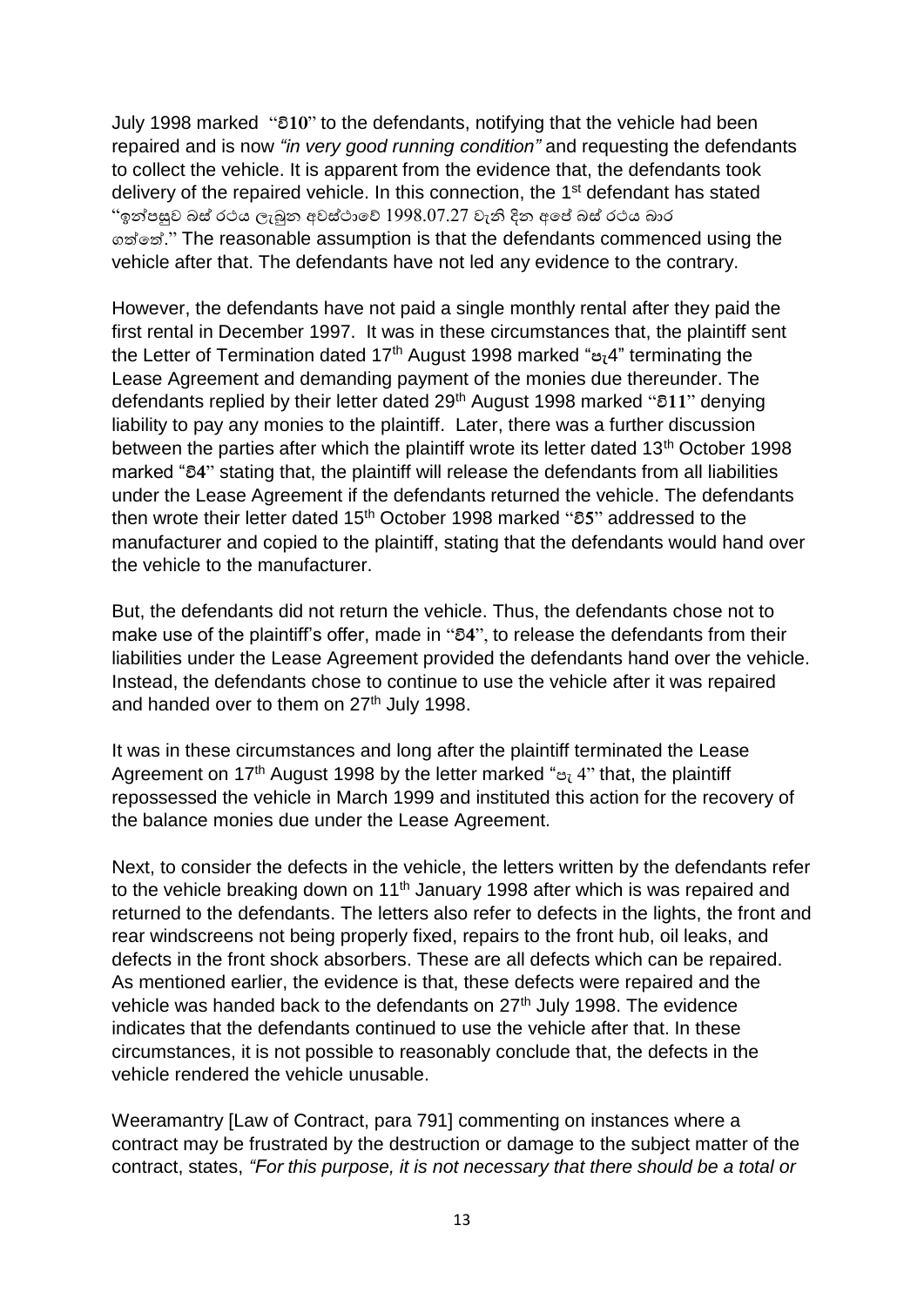July 1998 marked "**වි10**" to the defendants, notifying that the vehicle had been repaired and is now *"in very good running condition"* and requesting the defendants to collect the vehicle. It is apparent from the evidence that, the defendants took delivery of the repaired vehicle. In this connection, the 1st defendant has stated "ඉන්පසුව බස් රථය ලැබුන අවස්ථාවේ 1998.07.27 වැනි දින අපේ බස් රථය භාර ගත්තේ." The reasonable assumption is that the defendants commenced using the vehicle after that. The defendants have not led any evidence to the contrary.

However, the defendants have not paid a single monthly rental after they paid the first rental in December 1997. It was in these circumstances that, the plaintiff sent the Letter of Termination dated 17th August 1998 marked "පැ4" terminating the Lease Agreement and demanding payment of the monies due thereunder. The defendants replied by their letter dated 29th August 1998 marked "**වි11**" denying liability to pay any monies to the plaintiff. Later, there was a further discussion between the parties after which the plaintiff wrote its letter dated 13th October 1998 marked "**වි4**" stating that, the plaintiff will release the defendants from all liabilities under the Lease Agreement if the defendants returned the vehicle. The defendants then wrote their letter dated 15th October 1998 marked "**වි5**" addressed to the manufacturer and copied to the plaintiff, stating that the defendants would hand over the vehicle to the manufacturer.

But, the defendants did not return the vehicle. Thus, the defendants chose not to make use of the plaintiff's offer, made in "**වි4**", to release the defendants from their liabilities under the Lease Agreement provided the defendants hand over the vehicle. Instead, the defendants chose to continue to use the vehicle after it was repaired and handed over to them on 27th July 1998.

It was in these circumstances and long after the plaintiff terminated the Lease Agreement on 17th August 1998 by the letter marked "පැ 4" that, the plaintiff repossessed the vehicle in March 1999 and instituted this action for the recovery of the balance monies due under the Lease Agreement.

Next, to consider the defects in the vehicle, the letters written by the defendants refer to the vehicle breaking down on 11th January 1998 after which is was repaired and returned to the defendants. The letters also refer to defects in the lights, the front and rear windscreens not being properly fixed, repairs to the front hub, oil leaks, and defects in the front shock absorbers. These are all defects which can be repaired. As mentioned earlier, the evidence is that, these defects were repaired and the vehicle was handed back to the defendants on 27th July 1998. The evidence indicates that the defendants continued to use the vehicle after that. In these circumstances, it is not possible to reasonably conclude that, the defects in the vehicle rendered the vehicle unusable.

Weeramantry [Law of Contract, para 791] commenting on instances where a contract may be frustrated by the destruction or damage to the subject matter of the contract, states, *"For this purpose, it is not necessary that there should be a total or*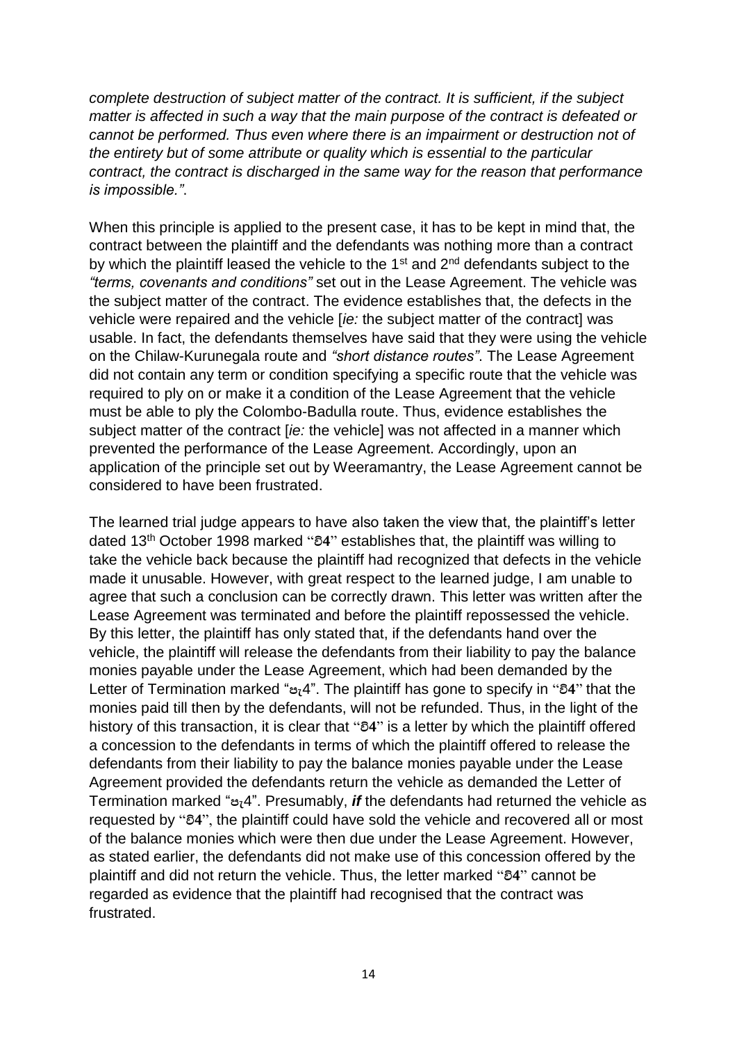*complete destruction of subject matter of the contract. It is sufficient, if the subject matter is affected in such a way that the main purpose of the contract is defeated or cannot be performed. Thus even where there is an impairment or destruction not of the entirety but of some attribute or quality which is essential to the particular contract, the contract is discharged in the same way for the reason that performance is impossible.".*

When this principle is applied to the present case, it has to be kept in mind that, the contract between the plaintiff and the defendants was nothing more than a contract by which the plaintiff leased the vehicle to the 1st and 2nd defendants subject to the *"terms, covenants and conditions"* set out in the Lease Agreement. The vehicle was the subject matter of the contract. The evidence establishes that, the defects in the vehicle were repaired and the vehicle [*ie:* the subject matter of the contract] was usable. In fact, the defendants themselves have said that they were using the vehicle on the Chilaw-Kurunegala route and *"short distance routes"*. The Lease Agreement did not contain any term or condition specifying a specific route that the vehicle was required to ply on or make it a condition of the Lease Agreement that the vehicle must be able to ply the Colombo-Badulla route. Thus, evidence establishes the subject matter of the contract [*ie:* the vehicle] was not affected in a manner which prevented the performance of the Lease Agreement. Accordingly, upon an application of the principle set out by Weeramantry, the Lease Agreement cannot be considered to have been frustrated.

The learned trial judge appears to have also taken the view that, the plaintiff's letter dated 13th October 1998 marked "**වි4**" establishes that, the plaintiff was willing to take the vehicle back because the plaintiff had recognized that defects in the vehicle made it unusable. However, with great respect to the learned judge, I am unable to agree that such a conclusion can be correctly drawn. This letter was written after the Lease Agreement was terminated and before the plaintiff repossessed the vehicle. By this letter, the plaintiff has only stated that, if the defendants hand over the vehicle, the plaintiff will release the defendants from their liability to pay the balance monies payable under the Lease Agreement, which had been demanded by the Letter of Termination marked "පැ4". The plaintiff has gone to specify in "**වි4**" that the monies paid till then by the defendants, will not be refunded. Thus, in the light of the history of this transaction, it is clear that "**වි4**" is a letter by which the plaintiff offered a concession to the defendants in terms of which the plaintiff offered to release the defendants from their liability to pay the balance monies payable under the Lease Agreement provided the defendants return the vehicle as demanded the Letter of Termination marked "පැ4". Presumably, ***if*** the defendants had returned the vehicle as requested by "**වි4**", the plaintiff could have sold the vehicle and recovered all or most of the balance monies which were then due under the Lease Agreement. However, as stated earlier, the defendants did not make use of this concession offered by the plaintiff and did not return the vehicle. Thus, the letter marked "**වි4**" cannot be regarded as evidence that the plaintiff had recognised that the contract was frustrated.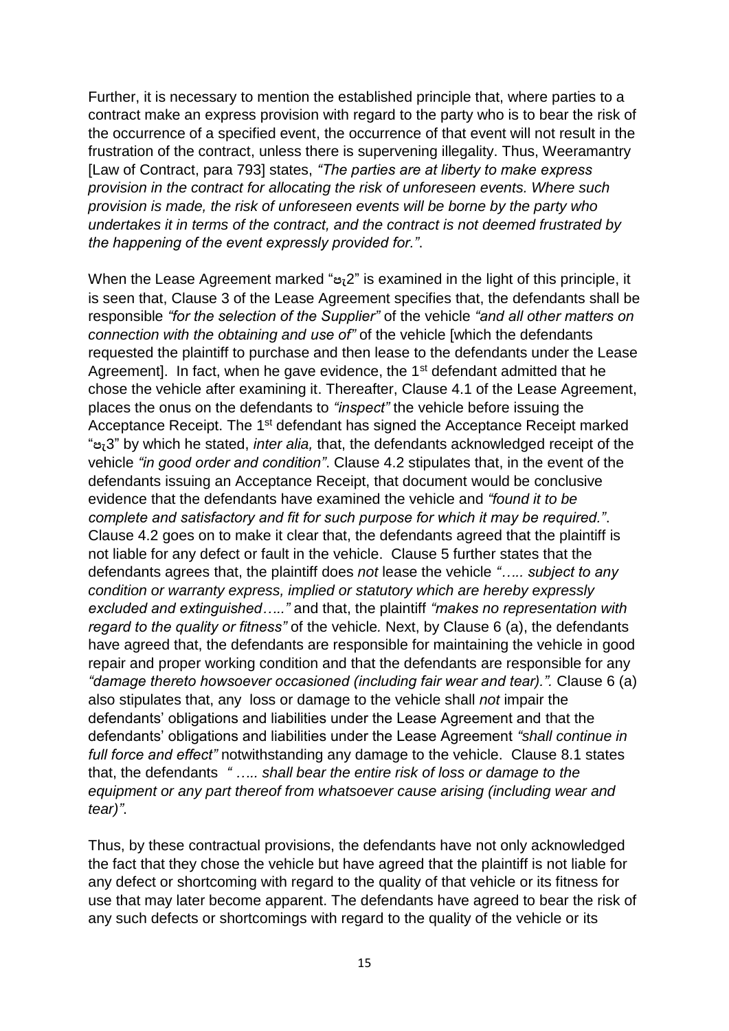Further, it is necessary to mention the established principle that, where parties to a contract make an express provision with regard to the party who is to bear the risk of the occurrence of a specified event, the occurrence of that event will not result in the frustration of the contract, unless there is supervening illegality. Thus, Weeramantry [Law of Contract, para 793] states, *"The parties are at liberty to make express provision in the contract for allocating the risk of unforeseen events. Where such provision is made, the risk of unforeseen events will be borne by the party who undertakes it in terms of the contract, and the contract is not deemed frustrated by the happening of the event expressly provided for."*.

When the Lease Agreement marked "පැ2" is examined in the light of this principle, it is seen that, Clause 3 of the Lease Agreement specifies that, the defendants shall be responsible *"for the selection of the Supplier"* of the vehicle *"and all other matters on connection with the obtaining and use of"* the vehicle [which the defendants requested the plaintiff to purchase and then lease to the defendants under the Lease Agreement]. In fact, when he gave evidence, the 1st defendant admitted that he chose the vehicle after examining it. Thereafter, Clause 4.1 of the Lease Agreement, places the onus on the defendants to *"inspect"* the vehicle before issuing the Acceptance Receipt. The 1st defendant has signed the Acceptance Receipt marked "පැ3" by which he stated, *inter alia,* that, the defendants acknowledged receipt of the vehicle *"in good order and condition"*. Clause 4.2 stipulates that, in the event of the defendants issuing an Acceptance Receipt, that document would be conclusive evidence that the defendants have examined the vehicle and *"found it to be complete and satisfactory and fit for such purpose for which it may be required."*. Clause 4.2 goes on to make it clear that, the defendants agreed that the plaintiff is not liable for any defect or fault in the vehicle. Clause 5 further states that the defendants agrees that, the plaintiff does *not* lease the vehicle *"….. subject to any condition or warranty express, implied or statutory which are hereby expressly excluded and extinguished….."* and that, the plaintiff *"makes no representation with regard to the quality or fitness"* of the vehicle. Next, by Clause 6 (a), the defendants have agreed that, the defendants are responsible for maintaining the vehicle in good repair and proper working condition and that the defendants are responsible for any *"damage thereto howsoever occasioned (including fair wear and tear)."*. Clause 6 (a) also stipulates that, any loss or damage to the vehicle shall *not* impair the defendants' obligations and liabilities under the Lease Agreement and that the defendants' obligations and liabilities under the Lease Agreement *"shall continue in full force and effect"* notwithstanding any damage to the vehicle. Clause 8.1 states that, the defendants *" ….. shall bear the entire risk of loss or damage to the equipment or any part thereof from whatsoever cause arising (including wear and tear)"*.

Thus, by these contractual provisions, the defendants have not only acknowledged the fact that they chose the vehicle but have agreed that the plaintiff is not liable for any defect or shortcoming with regard to the quality of that vehicle or its fitness for use that may later become apparent. The defendants have agreed to bear the risk of any such defects or shortcomings with regard to the quality of the vehicle or its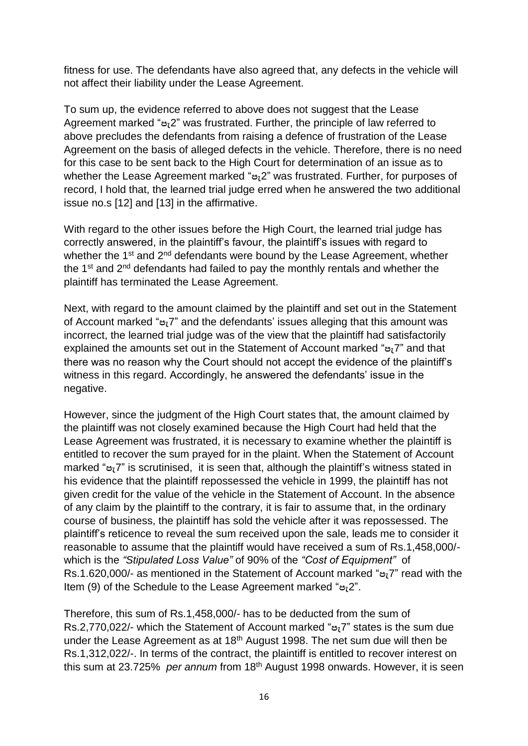fitness for use. The defendants have also agreed that, any defects in the vehicle will not affect their liability under the Lease Agreement.

To sum up, the evidence referred to above does not suggest that the Lease Agreement marked "පැ2" was frustrated. Further, the principle of law referred to above precludes the defendants from raising a defence of frustration of the Lease Agreement on the basis of alleged defects in the vehicle. Therefore, there is no need for this case to be sent back to the High Court for determination of an issue as to whether the Lease Agreement marked "පැ2" was frustrated. Further, for purposes of record, I hold that, the learned trial judge erred when he answered the two additional issue no.s [12] and [13] in the affirmative.

With regard to the other issues before the High Court, the learned trial judge has correctly answered, in the plaintiff's favour, the plaintiff's issues with regard to whether the 1st and 2nd defendants were bound by the Lease Agreement, whether the 1st and 2nd defendants had failed to pay the monthly rentals and whether the plaintiff has terminated the Lease Agreement.

Next, with regard to the amount claimed by the plaintiff and set out in the Statement of Account marked "පැ7" and the defendants' issues alleging that this amount was incorrect, the learned trial judge was of the view that the plaintiff had satisfactorily explained the amounts set out in the Statement of Account marked "පැ7" and that there was no reason why the Court should not accept the evidence of the plaintiff's witness in this regard. Accordingly, he answered the defendants' issue in the negative.

However, since the judgment of the High Court states that, the amount claimed by the plaintiff was not closely examined because the High Court had held that the Lease Agreement was frustrated, it is necessary to examine whether the plaintiff is entitled to recover the sum prayed for in the plaint. When the Statement of Account marked "පැ7" is scrutinised, it is seen that, although the plaintiff's witness stated in his evidence that the plaintiff repossessed the vehicle in 1999, the plaintiff has not given credit for the value of the vehicle in the Statement of Account. In the absence of any claim by the plaintiff to the contrary, it is fair to assume that, in the ordinary course of business, the plaintiff has sold the vehicle after it was repossessed. The plaintiff's reticence to reveal the sum received upon the sale, leads me to consider it reasonable to assume that the plaintiff would have received a sum of Rs.1,458,000/- which is the *"Stipulated Loss Value"* of 90% of the *"Cost of Equipment"* of Rs.1.620,000/- as mentioned in the Statement of Account marked "පැ7" read with the Item (9) of the Schedule to the Lease Agreement marked "පැ2".

Therefore, this sum of Rs.1,458,000/- has to be deducted from the sum of Rs.2,770,022/- which the Statement of Account marked "පැ7" states is the sum due under the Lease Agreement as at 18th August 1998. The net sum due will then be Rs.1,312,022/-. In terms of the contract, the plaintiff is entitled to recover interest on this sum at 23.725% *per annum* from 18th August 1998 onwards. However, it is seen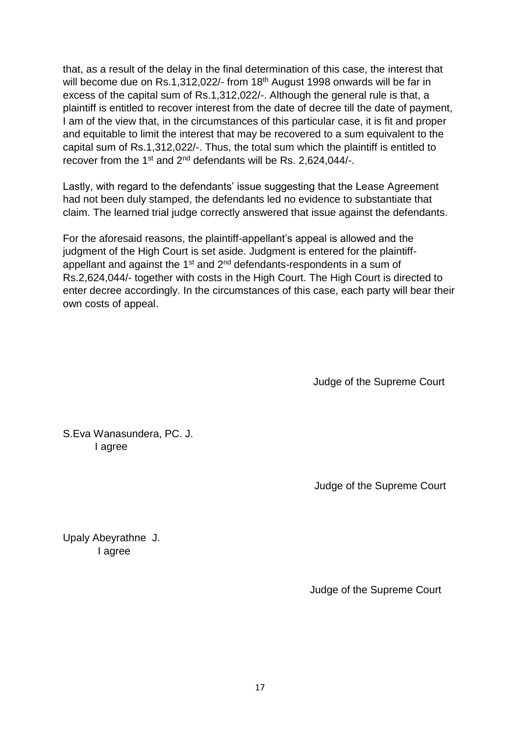that, as a result of the delay in the final determination of this case, the interest that will become due on Rs.1,312,022/- from 18th August 1998 onwards will be far in excess of the capital sum of Rs.1,312,022/-. Although the general rule is that, a plaintiff is entitled to recover interest from the date of decree till the date of payment, I am of the view that, in the circumstances of this particular case, it is fit and proper and equitable to limit the interest that may be recovered to a sum equivalent to the capital sum of Rs.1,312,022/-. Thus, the total sum which the plaintiff is entitled to recover from the 1st and 2nd defendants will be Rs. 2,624,044/-.

Lastly, with regard to the defendants' issue suggesting that the Lease Agreement had not been duly stamped, the defendants led no evidence to substantiate that claim. The learned trial judge correctly answered that issue against the defendants.

For the aforesaid reasons, the plaintiff-appellant's appeal is allowed and the judgment of the High Court is set aside. Judgment is entered for the plaintiff-appellant and against the 1st and 2nd defendants-respondents in a sum of Rs.2,624,044/- together with costs in the High Court. The High Court is directed to enter decree accordingly. In the circumstances of this case, each party will bear their own costs of appeal.

Judge of the Supreme Court

S.Eva Wanasundera, PC. J.
I agree

Judge of the Supreme Court

Upaly Abeyrathne J.
I agree

Judge of the Supreme Court